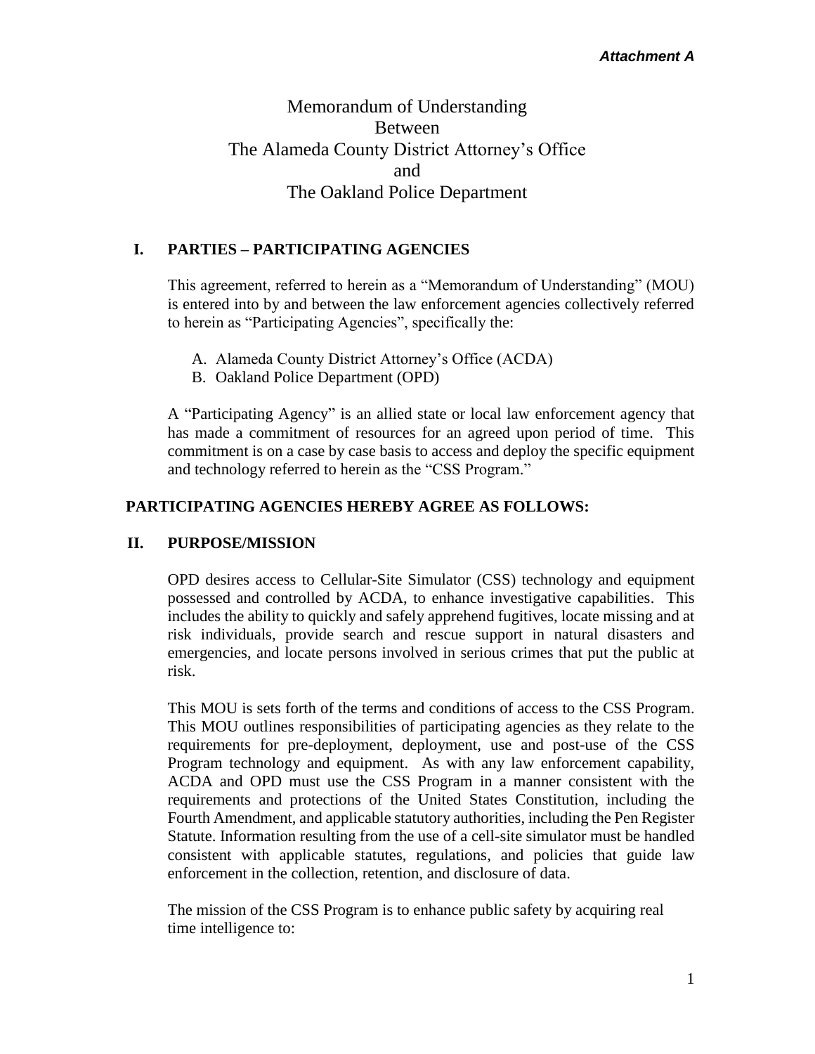*Attachment A*

# Memorandum of Understanding
# Between
# The Alameda County District Attorney's Office
# and
# The Oakland Police Department

## I. PARTIES – PARTICIPATING AGENCIES

This agreement, referred to herein as a "Memorandum of Understanding" (MOU) is entered into by and between the law enforcement agencies collectively referred to herein as "Participating Agencies", specifically the:

A. Alameda County District Attorney's Office (ACDA)
B. Oakland Police Department (OPD)

A "Participating Agency" is an allied state or local law enforcement agency that has made a commitment of resources for an agreed upon period of time. This commitment is on a case by case basis to access and deploy the specific equipment and technology referred to herein as the "CSS Program."

## PARTICIPATING AGENCIES HEREBY AGREE AS FOLLOWS:

## II. PURPOSE/MISSION

OPD desires access to Cellular-Site Simulator (CSS) technology and equipment possessed and controlled by ACDA, to enhance investigative capabilities. This includes the ability to quickly and safely apprehend fugitives, locate missing and at risk individuals, provide search and rescue support in natural disasters and emergencies, and locate persons involved in serious crimes that put the public at risk.

This MOU is sets forth of the terms and conditions of access to the CSS Program. This MOU outlines responsibilities of participating agencies as they relate to the requirements for pre-deployment, deployment, use and post-use of the CSS Program technology and equipment. As with any law enforcement capability, ACDA and OPD must use the CSS Program in a manner consistent with the requirements and protections of the United States Constitution, including the Fourth Amendment, and applicable statutory authorities, including the Pen Register Statute. Information resulting from the use of a cell-site simulator must be handled consistent with applicable statutes, regulations, and policies that guide law enforcement in the collection, retention, and disclosure of data.

The mission of the CSS Program is to enhance public safety by acquiring real time intelligence to: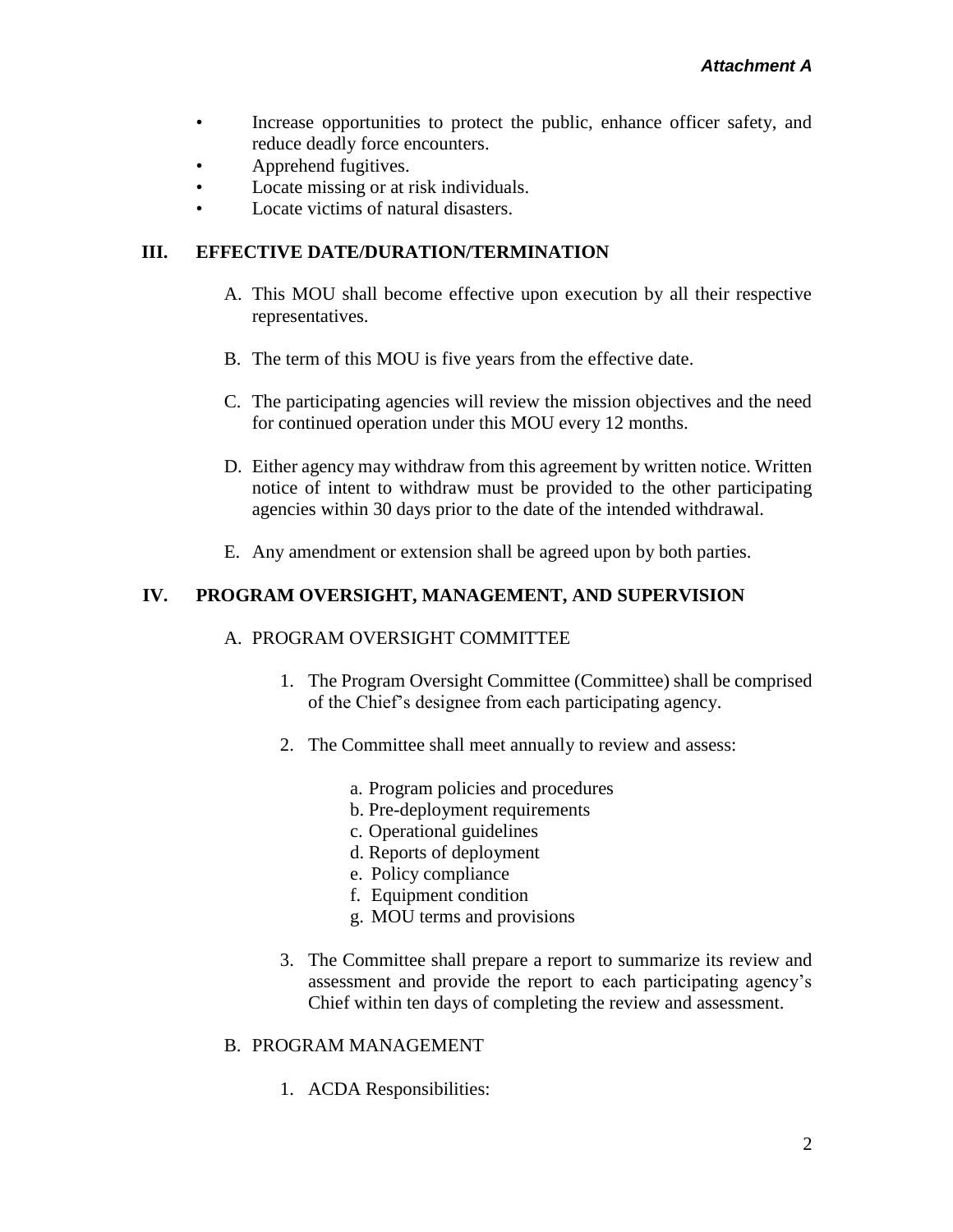*Attachment A*

- Increase opportunities to protect the public, enhance officer safety, and reduce deadly force encounters.
- Apprehend fugitives.
- Locate missing or at risk individuals.
- Locate victims of natural disasters.

## III. EFFECTIVE DATE/DURATION/TERMINATION

A. This MOU shall become effective upon execution by all their respective representatives.

B. The term of this MOU is five years from the effective date.

C. The participating agencies will review the mission objectives and the need for continued operation under this MOU every 12 months.

D. Either agency may withdraw from this agreement by written notice. Written notice of intent to withdraw must be provided to the other participating agencies within 30 days prior to the date of the intended withdrawal.

E. Any amendment or extension shall be agreed upon by both parties.

## IV. PROGRAM OVERSIGHT, MANAGEMENT, AND SUPERVISION

A. PROGRAM OVERSIGHT COMMITTEE

1. The Program Oversight Committee (Committee) shall be comprised of the Chief's designee from each participating agency.

2. The Committee shall meet annually to review and assess:

   a. Program policies and procedures
   b. Pre-deployment requirements
   c. Operational guidelines
   d. Reports of deployment
   e. Policy compliance
   f. Equipment condition
   g. MOU terms and provisions

3. The Committee shall prepare a report to summarize its review and assessment and provide the report to each participating agency's Chief within ten days of completing the review and assessment.

B. PROGRAM MANAGEMENT

1. ACDA Responsibilities: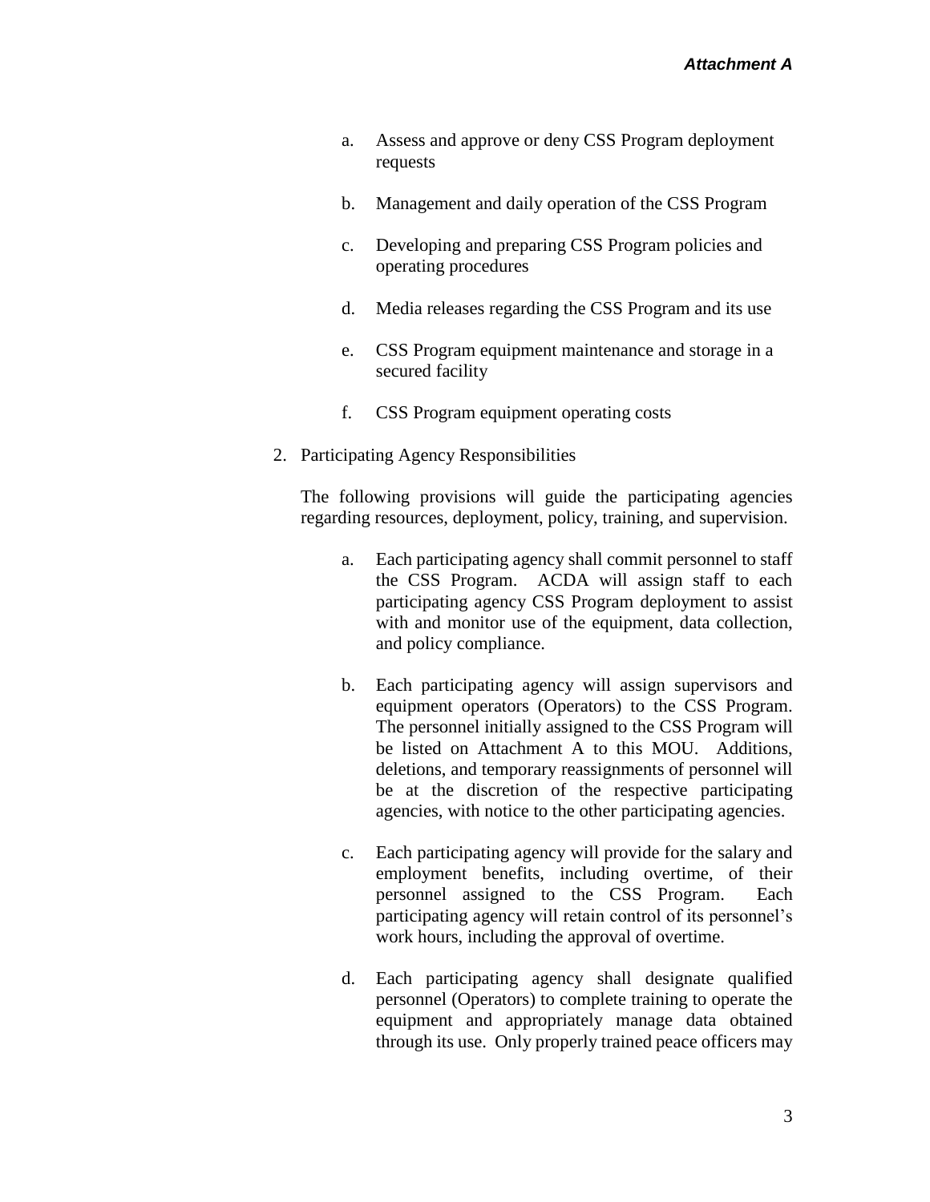a. Assess and approve or deny CSS Program deployment requests

b. Management and daily operation of the CSS Program

c. Developing and preparing CSS Program policies and operating procedures

d. Media releases regarding the CSS Program and its use

e. CSS Program equipment maintenance and storage in a secured facility

f. CSS Program equipment operating costs

2. Participating Agency Responsibilities

The following provisions will guide the participating agencies regarding resources, deployment, policy, training, and supervision.

a. Each participating agency shall commit personnel to staff the CSS Program. ACDA will assign staff to each participating agency CSS Program deployment to assist with and monitor use of the equipment, data collection, and policy compliance.

b. Each participating agency will assign supervisors and equipment operators (Operators) to the CSS Program. The personnel initially assigned to the CSS Program will be listed on Attachment A to this MOU. Additions, deletions, and temporary reassignments of personnel will be at the discretion of the respective participating agencies, with notice to the other participating agencies.

c. Each participating agency will provide for the salary and employment benefits, including overtime, of their personnel assigned to the CSS Program. Each participating agency will retain control of its personnel's work hours, including the approval of overtime.

d. Each participating agency shall designate qualified personnel (Operators) to complete training to operate the equipment and appropriately manage data obtained through its use. Only properly trained peace officers may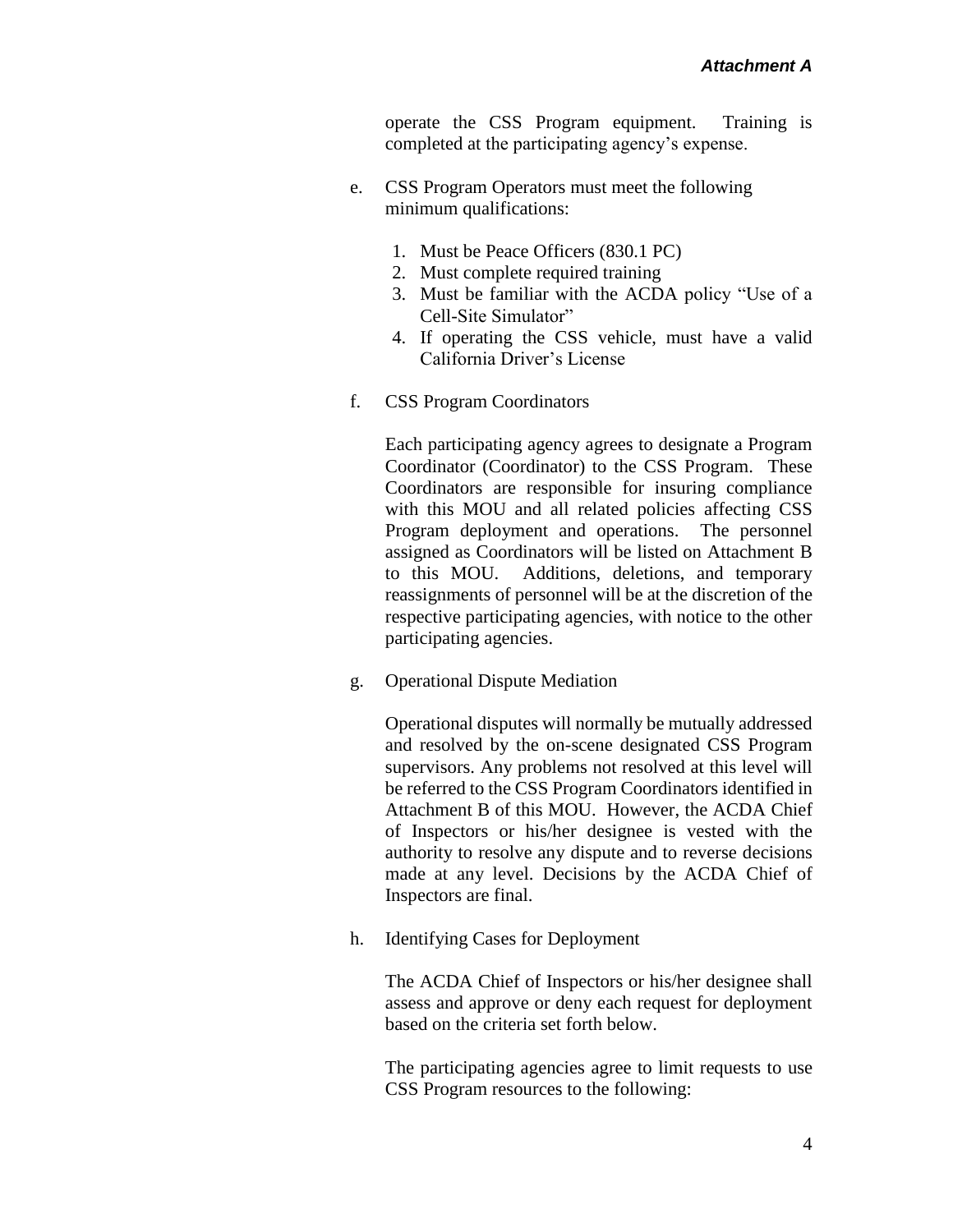operate the CSS Program equipment. Training is completed at the participating agency's expense.

e. CSS Program Operators must meet the following minimum qualifications:

   1. Must be Peace Officers (830.1 PC)
   2. Must complete required training
   3. Must be familiar with the ACDA policy "Use of a Cell-Site Simulator"
   4. If operating the CSS vehicle, must have a valid California Driver's License

f. CSS Program Coordinators

   Each participating agency agrees to designate a Program Coordinator (Coordinator) to the CSS Program. These Coordinators are responsible for insuring compliance with this MOU and all related policies affecting CSS Program deployment and operations. The personnel assigned as Coordinators will be listed on Attachment B to this MOU. Additions, deletions, and temporary reassignments of personnel will be at the discretion of the respective participating agencies, with notice to the other participating agencies.

g. Operational Dispute Mediation

   Operational disputes will normally be mutually addressed and resolved by the on-scene designated CSS Program supervisors. Any problems not resolved at this level will be referred to the CSS Program Coordinators identified in Attachment B of this MOU. However, the ACDA Chief of Inspectors or his/her designee is vested with the authority to resolve any dispute and to reverse decisions made at any level. Decisions by the ACDA Chief of Inspectors are final.

h. Identifying Cases for Deployment

   The ACDA Chief of Inspectors or his/her designee shall assess and approve or deny each request for deployment based on the criteria set forth below.

   The participating agencies agree to limit requests to use CSS Program resources to the following: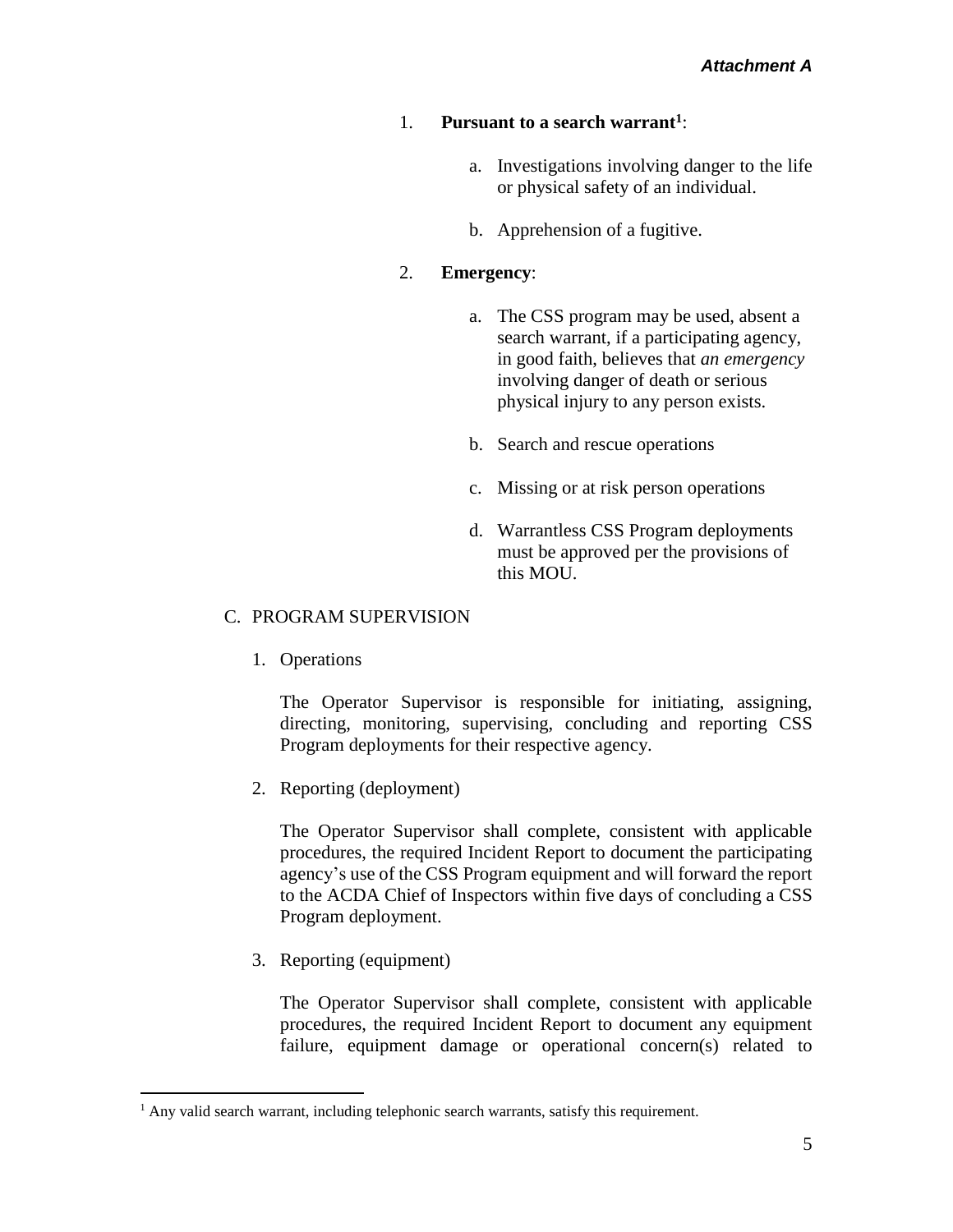*Attachment A*

1. **Pursuant to a search warrant**[1]:

    a. Investigations involving danger to the life or physical safety of an individual.

    b. Apprehension of a fugitive.

2. **Emergency**:

    a. The CSS program may be used, absent a search warrant, if a participating agency, in good faith, believes that *an emergency* involving danger of death or serious physical injury to any person exists.

    b. Search and rescue operations

    c. Missing or at risk person operations

    d. Warrantless CSS Program deployments must be approved per the provisions of this MOU.

C. PROGRAM SUPERVISION

1. Operations

    The Operator Supervisor is responsible for initiating, assigning, directing, monitoring, supervising, concluding and reporting CSS Program deployments for their respective agency.

2. Reporting (deployment)

    The Operator Supervisor shall complete, consistent with applicable procedures, the required Incident Report to document the participating agency's use of the CSS Program equipment and will forward the report to the ACDA Chief of Inspectors within five days of concluding a CSS Program deployment.

3. Reporting (equipment)

    The Operator Supervisor shall complete, consistent with applicable procedures, the required Incident Report to document any equipment failure, equipment damage or operational concern(s) related to

[1] Any valid search warrant, including telephonic search warrants, satisfy this requirement.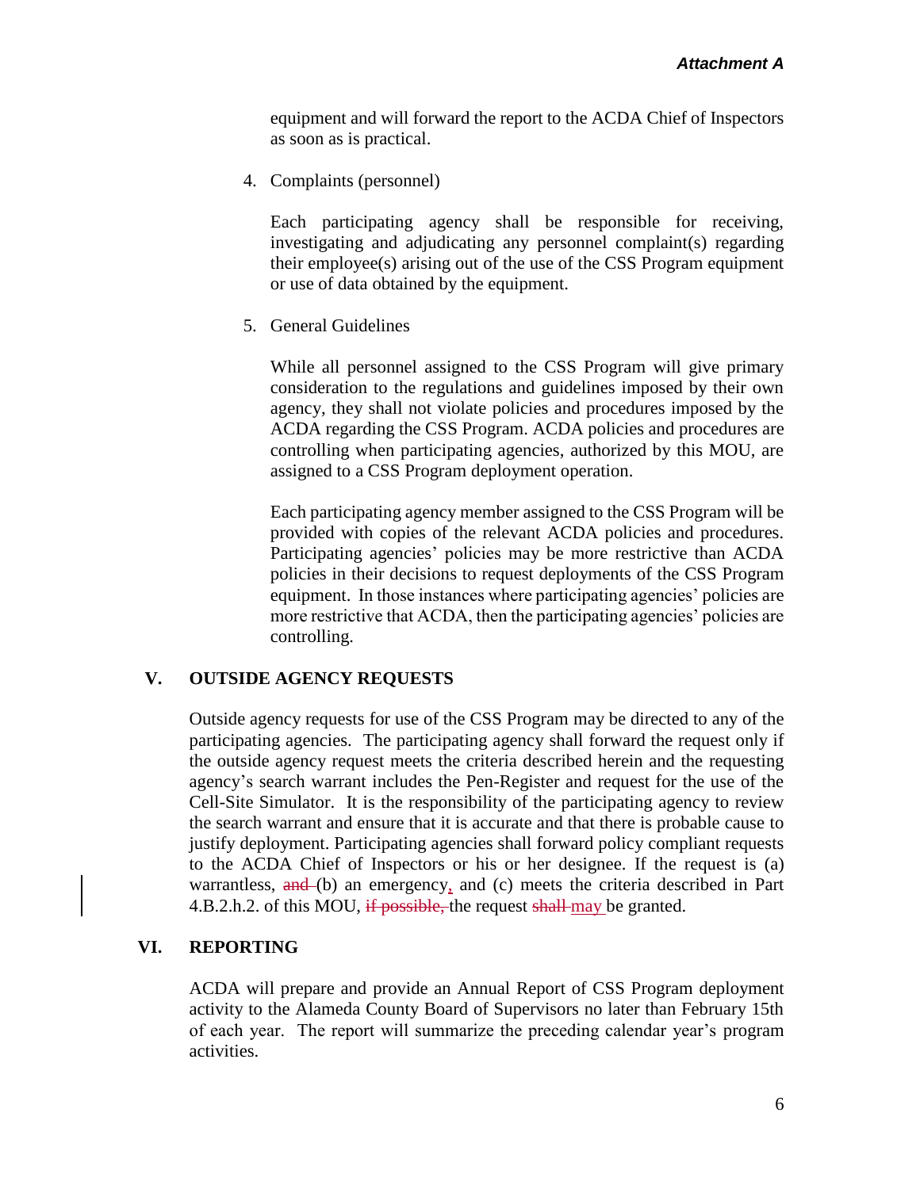equipment and will forward the report to the ACDA Chief of Inspectors as soon as is practical.

4. Complaints (personnel)

   Each participating agency shall be responsible for receiving, investigating and adjudicating any personnel complaint(s) regarding their employee(s) arising out of the use of the CSS Program equipment or use of data obtained by the equipment.

5. General Guidelines

   While all personnel assigned to the CSS Program will give primary consideration to the regulations and guidelines imposed by their own agency, they shall not violate policies and procedures imposed by the ACDA regarding the CSS Program. ACDA policies and procedures are controlling when participating agencies, authorized by this MOU, are assigned to a CSS Program deployment operation.

   Each participating agency member assigned to the CSS Program will be provided with copies of the relevant ACDA policies and procedures. Participating agencies' policies may be more restrictive than ACDA policies in their decisions to request deployments of the CSS Program equipment. In those instances where participating agencies' policies are more restrictive that ACDA, then the participating agencies' policies are controlling.

## V. OUTSIDE AGENCY REQUESTS

Outside agency requests for use of the CSS Program may be directed to any of the participating agencies. The participating agency shall forward the request only if the outside agency request meets the criteria described herein and the requesting agency's search warrant includes the Pen-Register and request for the use of the Cell-Site Simulator. It is the responsibility of the participating agency to review the search warrant and ensure that it is accurate and that there is probable cause to justify deployment. Participating agencies shall forward policy compliant requests to the ACDA Chief of Inspectors or his or her designee. If the request is (a) warrantless, ~~and~~ (b) an emergency, and (c) meets the criteria described in Part 4.B.2.h.2. of this MOU, ~~if possible,~~ the request ~~shall~~ may be granted.

## VI. REPORTING

ACDA will prepare and provide an Annual Report of CSS Program deployment activity to the Alameda County Board of Supervisors no later than February 15th of each year. The report will summarize the preceding calendar year's program activities.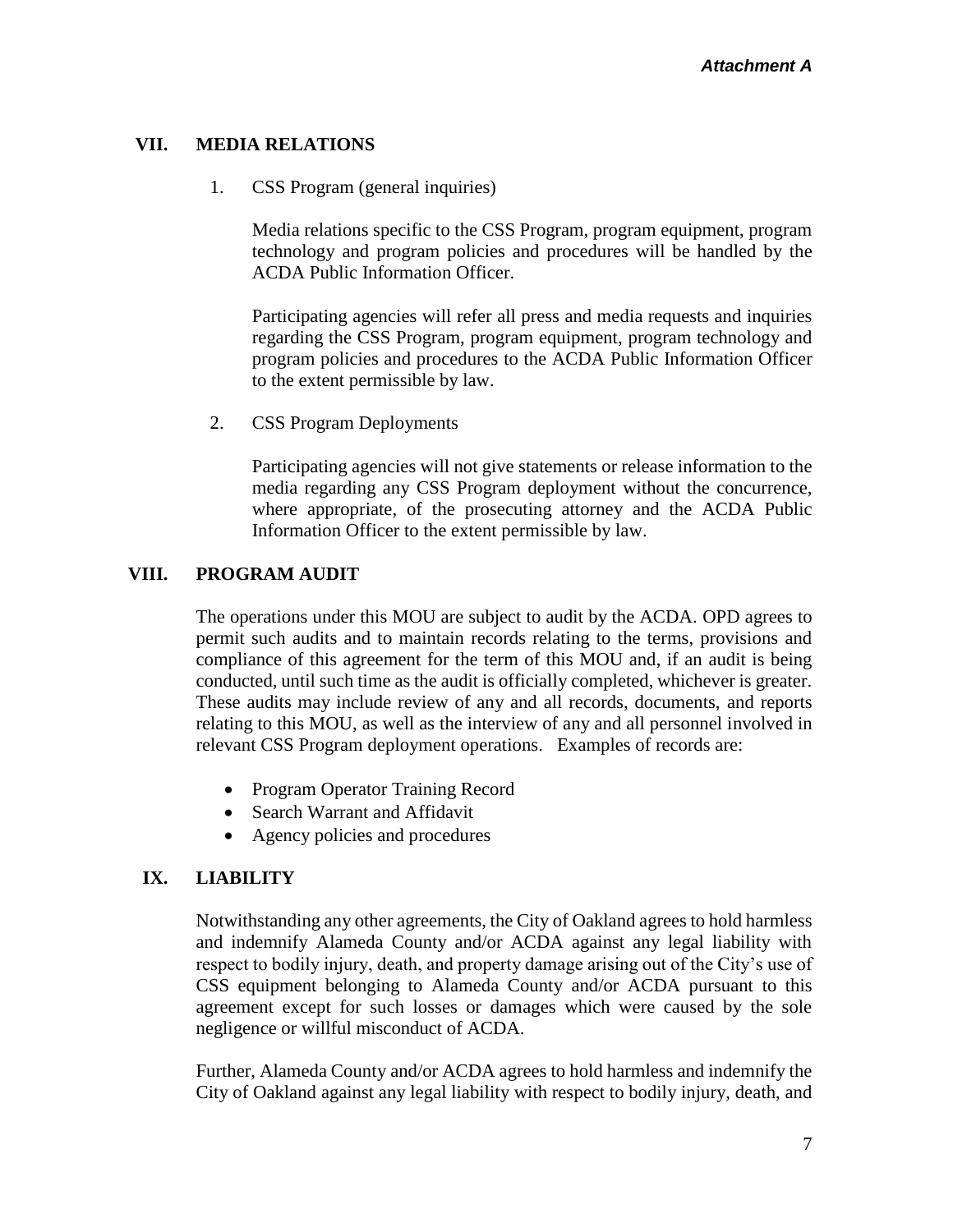## VII. MEDIA RELATIONS

1. CSS Program (general inquiries)

   Media relations specific to the CSS Program, program equipment, program technology and program policies and procedures will be handled by the ACDA Public Information Officer.

   Participating agencies will refer all press and media requests and inquiries regarding the CSS Program, program equipment, program technology and program policies and procedures to the ACDA Public Information Officer to the extent permissible by law.

2. CSS Program Deployments

   Participating agencies will not give statements or release information to the media regarding any CSS Program deployment without the concurrence, where appropriate, of the prosecuting attorney and the ACDA Public Information Officer to the extent permissible by law.

## VIII. PROGRAM AUDIT

The operations under this MOU are subject to audit by the ACDA. OPD agrees to permit such audits and to maintain records relating to the terms, provisions and compliance of this agreement for the term of this MOU and, if an audit is being conducted, until such time as the audit is officially completed, whichever is greater. These audits may include review of any and all records, documents, and reports relating to this MOU, as well as the interview of any and all personnel involved in relevant CSS Program deployment operations. Examples of records are:

- Program Operator Training Record
- Search Warrant and Affidavit
- Agency policies and procedures

## IX. LIABILITY

Notwithstanding any other agreements, the City of Oakland agrees to hold harmless and indemnify Alameda County and/or ACDA against any legal liability with respect to bodily injury, death, and property damage arising out of the City's use of CSS equipment belonging to Alameda County and/or ACDA pursuant to this agreement except for such losses or damages which were caused by the sole negligence or willful misconduct of ACDA.

Further, Alameda County and/or ACDA agrees to hold harmless and indemnify the City of Oakland against any legal liability with respect to bodily injury, death, and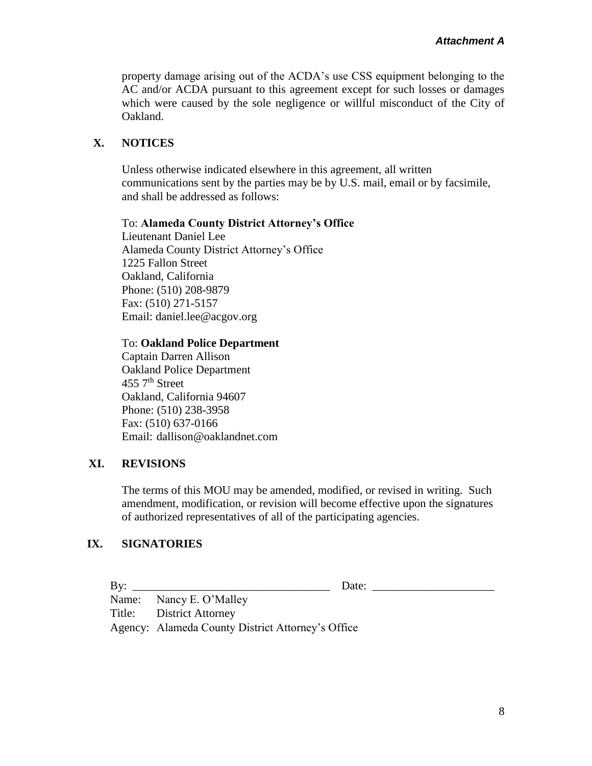*Attachment A*

property damage arising out of the ACDA's use CSS equipment belonging to the AC and/or ACDA pursuant to this agreement except for such losses or damages which were caused by the sole negligence or willful misconduct of the City of Oakland.

## X. NOTICES

Unless otherwise indicated elsewhere in this agreement, all written communications sent by the parties may be by U.S. mail, email or by facsimile, and shall be addressed as follows:

To: **Alameda County District Attorney's Office**
Lieutenant Daniel Lee
Alameda County District Attorney's Office
1225 Fallon Street
Oakland, California
Phone: (510) 208-9879
Fax: (510) 271-5157
Email: daniel.lee@acgov.org

To: **Oakland Police Department**
Captain Darren Allison
Oakland Police Department
455 7th Street
Oakland, California 94607
Phone: (510) 238-3958
Fax: (510) 637-0166
Email: dallison@oaklandnet.com

## XI. REVISIONS

The terms of this MOU may be amended, modified, or revised in writing. Such amendment, modification, or revision will become effective upon the signatures of authorized representatives of all of the participating agencies.

## IX. SIGNATORIES

By: ________________________________ Date: ____________________
Name: Nancy E. O'Malley
Title: District Attorney
Agency: Alameda County District Attorney's Office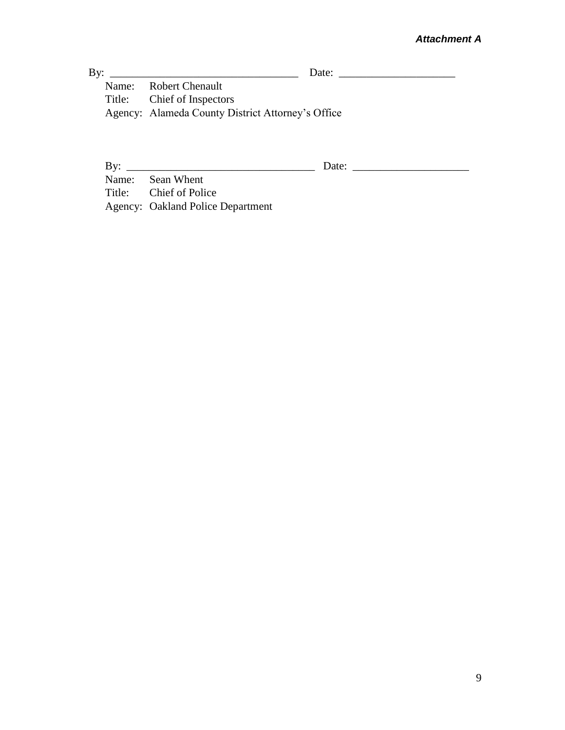*Attachment A*

By: ___________________________________ Date: _____________________

Name: Robert Chenault
Title: Chief of Inspectors
Agency: Alameda County District Attorney's Office

By: ___________________________________ Date: _____________________

Name: Sean Whent
Title: Chief of Police
Agency: Oakland Police Department